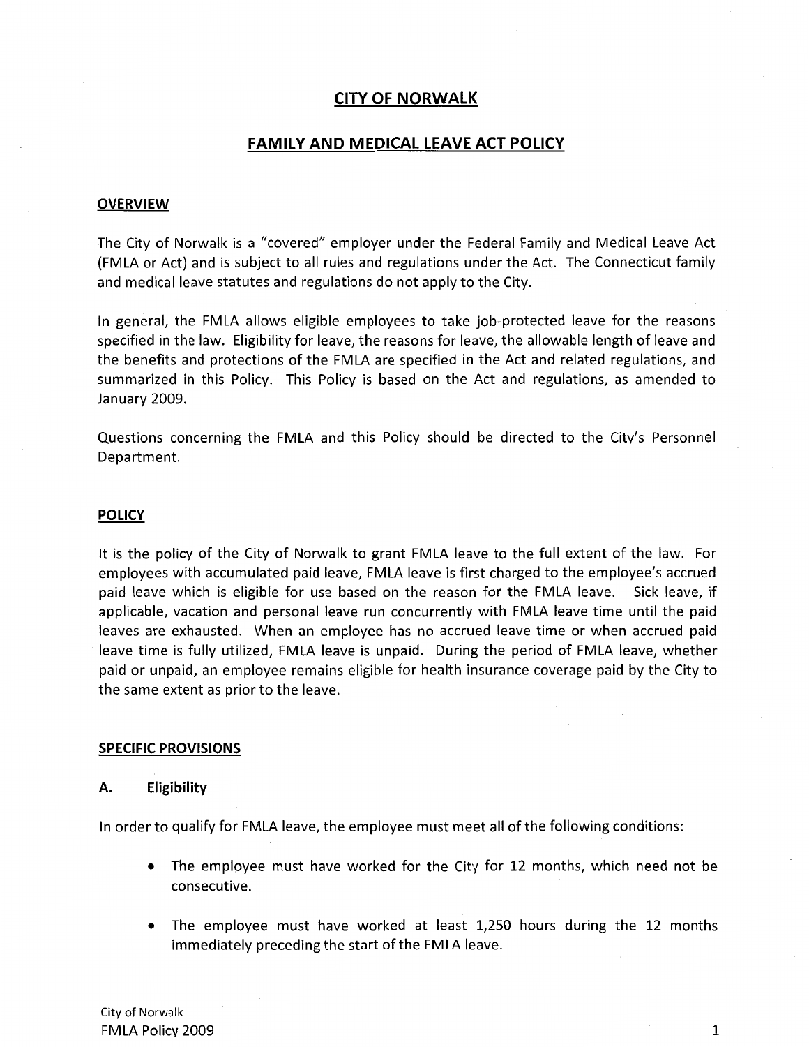# CITY OF NORWALK

## FAMILY AND MEDICAL LEAVE ACT POLICY

### OVERVIEW

The City of Norwalk is a "covered" employer under the Federal Family and Medical Leave Act (FMLA or Act) and is subject to all rules and regulations under the Act. The Connecticut family and medical leave statutes and regulations do not apply to the City.

In general, the FMLA allows eligible employees to take job-protected leave for the reasons specified in the law. Eligibility for leave, the reasons for leave, the allowable length of leave and the benefits and protections of the FMLA are specified in the Act and related regulations, and summarized in this Policy. This Policy is based on the Act and regulations, as amended to January 2009.

Questions concerning the FMLA and this Policy should be directed to the City's Personnel Department.

### POLICY

It is the policy of the City of Norwalk to grant FMLA leave to the full extent of the law. For employees with accumulated paid leave, FMLA leave is first charged to the employee's accrued paid leave which is eligible for use based on the reason for the FMLA leave. Sick leave, if applicable, vacation and personal leave run concurrently with FMLA leave time until the paid leaves are exhausted. When an employee has no accrued leave time or when accrued paid leave time is fully utilized, FMLA leave is unpaid. During the period of FMLA leave, whether paid or unpaid, an employee remains eligible for health insurance coverage paid by the City to the same extent as prior to the leave.

### SPECIFIC PROVISIONS

#### A. Eligibility

In order to qualify for FMLA leave, the employee must meet all of the following conditions:

- The employee must have worked for the City for 12 months, which need not be consecutive.
- The employee must have worked at least 1,250 hours during the 12 months immediately preceding the start of the FMLA leave.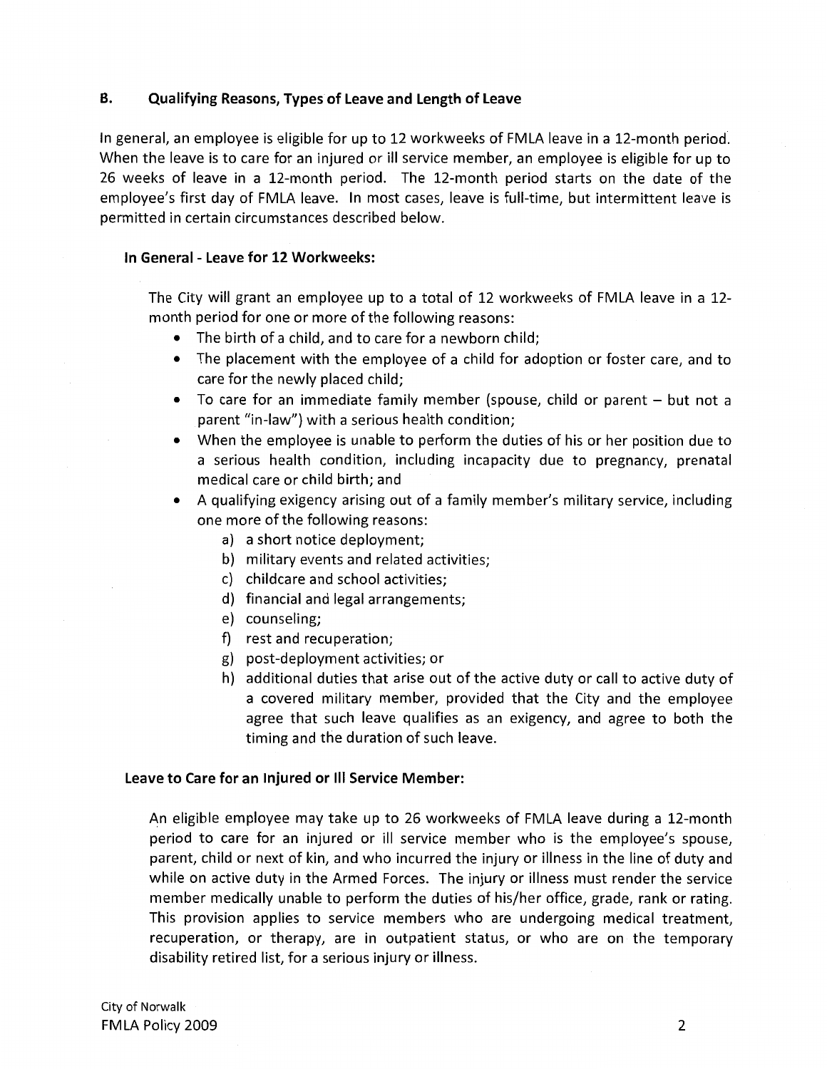## B. Qualifying Reasons, Types of Leave and Length of Leave

In general, an employee is eligible for up to 12 workweeks of FMLA leave in a 12-month period. When the leave is to care for an injured or ill service member, an employee is eligible for up to 26 weeks of leave in a 12-month period. The 12-month period starts on the date of the employee's first day of FMLA leave. In most cases, leave is full-time, but intermittent leave is permitted in certain circumstances described below.

### In General - Leave for 12 Workweeks:

The City will grant an employee up to a total of 12 workweeks of FMLA leave in a 12-month period for one or more of the following reasons:

- The birth of a child, and to care for a newborn child;
- The placement with the employee of a child for adoption or foster care, and to care for the newly placed child;
- To care for an immediate family member (spouse, child or parent – but not a parent "in-law") with a serious health condition;
- When the employee is unable to perform the duties of his or her position due to a serious health condition, including incapacity due to pregnancy, prenatal medical care or child birth; and
- A qualifying exigency arising out of a family member's military service, including one more of the following reasons:
  a) a short notice deployment;
  b) military events and related activities;
  c) childcare and school activities;
  d) financial and legal arrangements;
  e) counseling;
  f) rest and recuperation;
  g) post-deployment activities; or
  h) additional duties that arise out of the active duty or call to active duty of a covered military member, provided that the City and the employee agree that such leave qualifies as an exigency, and agree to both the timing and the duration of such leave.

### Leave to Care for an Injured or Ill Service Member:

An eligible employee may take up to 26 workweeks of FMLA leave during a 12-month period to care for an injured or ill service member who is the employee's spouse, parent, child or next of kin, and who incurred the injury or illness in the line of duty and while on active duty in the Armed Forces. The injury or illness must render the service member medically unable to perform the duties of his/her office, grade, rank or rating. This provision applies to service members who are undergoing medical treatment, recuperation, or therapy, are in outpatient status, or who are on the temporary disability retired list, for a serious injury or illness.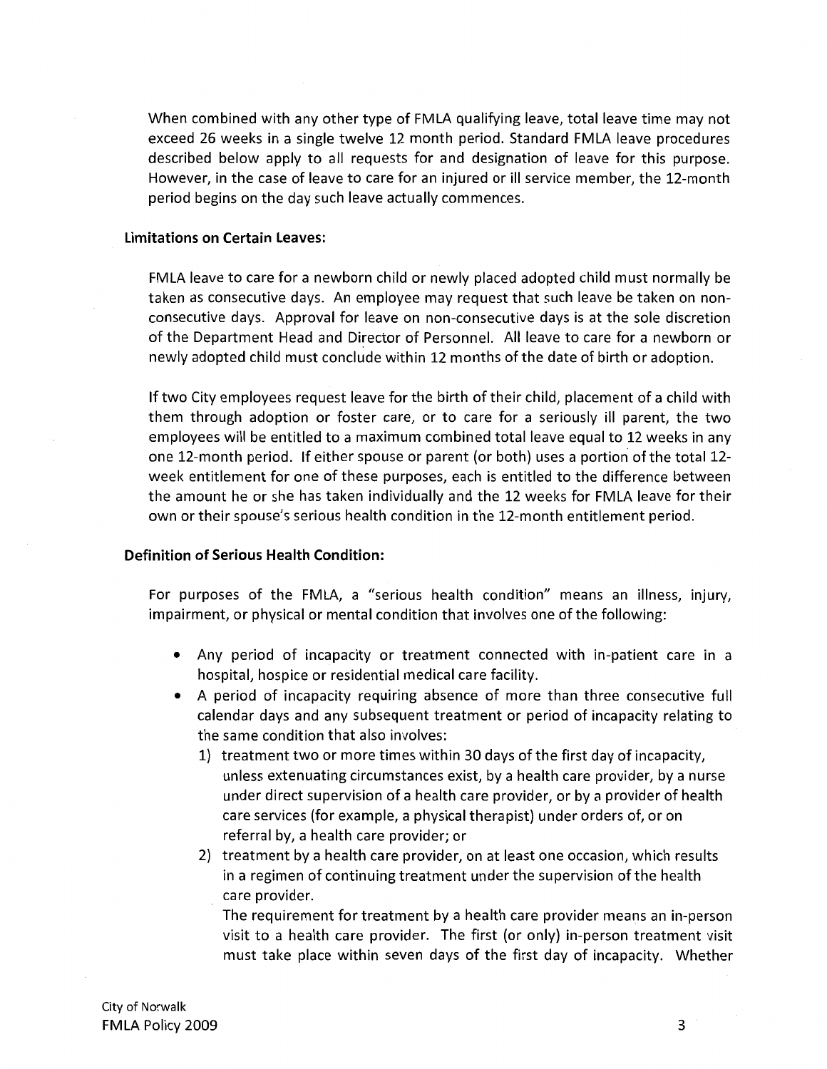When combined with any other type of FMLA qualifying leave, total leave time may not exceed 26 weeks in a single twelve 12 month period. Standard FMLA leave procedures described below apply to all requests for and designation of leave for this purpose. However, in the case of leave to care for an injured or ill service member, the 12-month period begins on the day such leave actually commences.

**Limitations on Certain Leaves:**

FMLA leave to care for a newborn child or newly placed adopted child must normally be taken as consecutive days. An employee may request that such leave be taken on non-consecutive days. Approval for leave on non-consecutive days is at the sole discretion of the Department Head and Director of Personnel. All leave to care for a newborn or newly adopted child must conclude within 12 months of the date of birth or adoption.

If two City employees request leave for the birth of their child, placement of a child with them through adoption or foster care, or to care for a seriously ill parent, the two employees will be entitled to a maximum combined total leave equal to 12 weeks in any one 12-month period. If either spouse or parent (or both) uses a portion of the total 12-week entitlement for one of these purposes, each is entitled to the difference between the amount he or she has taken individually and the 12 weeks for FMLA leave for their own or their spouse's serious health condition in the 12-month entitlement period.

**Definition of Serious Health Condition:**

For purposes of the FMLA, a "serious health condition" means an illness, injury, impairment, or physical or mental condition that involves one of the following:

- Any period of incapacity or treatment connected with in-patient care in a hospital, hospice or residential medical care facility.
- A period of incapacity requiring absence of more than three consecutive full calendar days and any subsequent treatment or period of incapacity relating to the same condition that also involves:
  1) treatment two or more times within 30 days of the first day of incapacity, unless extenuating circumstances exist, by a health care provider, by a nurse under direct supervision of a health care provider, or by a provider of health care services (for example, a physical therapist) under orders of, or on referral by, a health care provider; or
  2) treatment by a health care provider, on at least one occasion, which results in a regimen of continuing treatment under the supervision of the health care provider.

     The requirement for treatment by a health care provider means an in-person visit to a health care provider. The first (or only) in-person treatment visit must take place within seven days of the first day of incapacity. Whether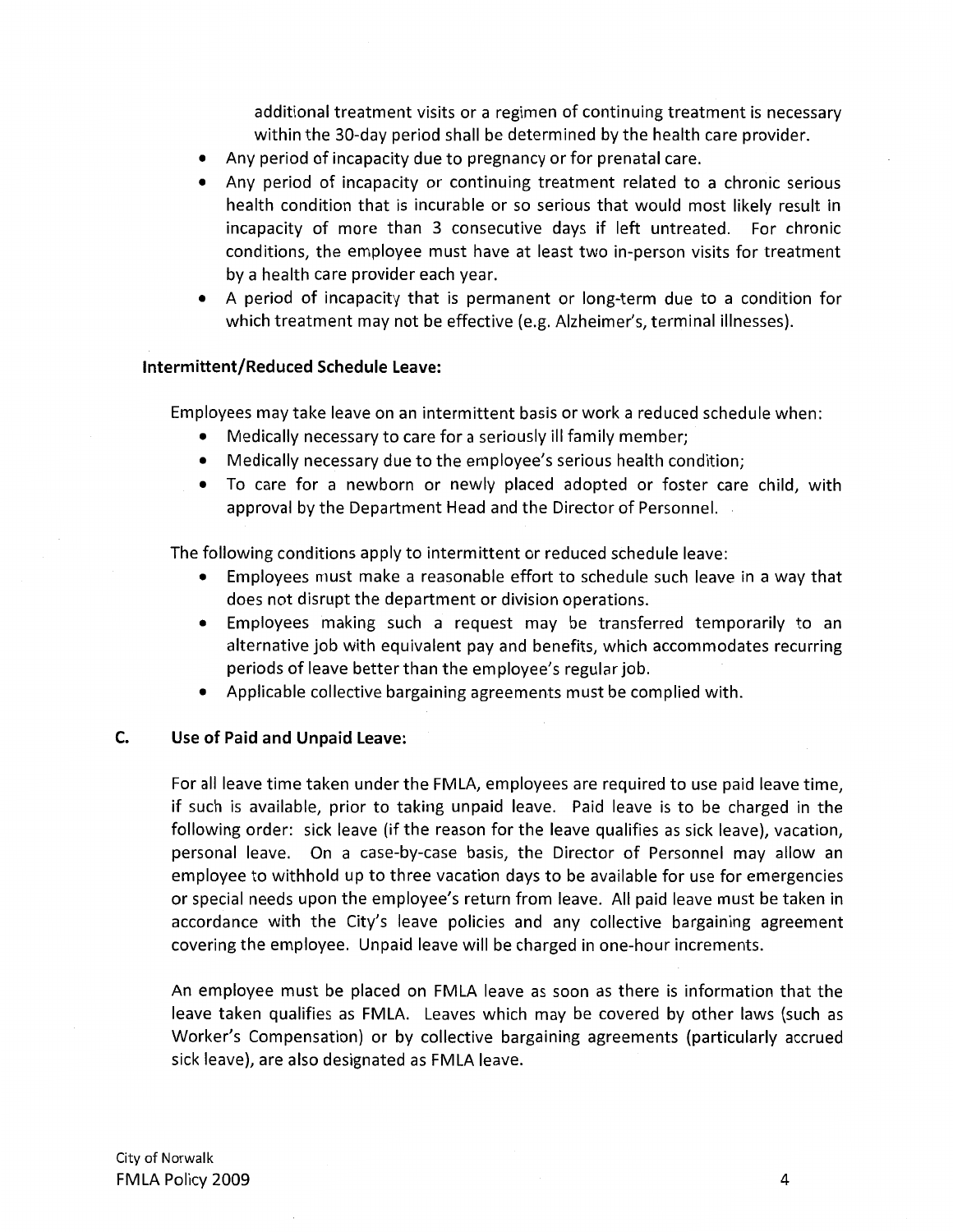additional treatment visits or a regimen of continuing treatment is necessary within the 30-day period shall be determined by the health care provider.

- Any period of incapacity due to pregnancy or for prenatal care.
- Any period of incapacity or continuing treatment related to a chronic serious health condition that is incurable or so serious that would most likely result in incapacity of more than 3 consecutive days if left untreated. For chronic conditions, the employee must have at least two in-person visits for treatment by a health care provider each year.
- A period of incapacity that is permanent or long-term due to a condition for which treatment may not be effective (e.g. Alzheimer's, terminal illnesses).

**Intermittent/Reduced Schedule Leave:**

Employees may take leave on an intermittent basis or work a reduced schedule when:

- Medically necessary to care for a seriously ill family member;
- Medically necessary due to the employee's serious health condition;
- To care for a newborn or newly placed adopted or foster care child, with approval by the Department Head and the Director of Personnel.

The following conditions apply to intermittent or reduced schedule leave:

- Employees must make a reasonable effort to schedule such leave in a way that does not disrupt the department or division operations.
- Employees making such a request may be transferred temporarily to an alternative job with equivalent pay and benefits, which accommodates recurring periods of leave better than the employee's regular job.
- Applicable collective bargaining agreements must be complied with.

## C. Use of Paid and Unpaid Leave:

For all leave time taken under the FMLA, employees are required to use paid leave time, if such is available, prior to taking unpaid leave. Paid leave is to be charged in the following order: sick leave (if the reason for the leave qualifies as sick leave), vacation, personal leave. On a case-by-case basis, the Director of Personnel may allow an employee to withhold up to three vacation days to be available for use for emergencies or special needs upon the employee's return from leave. All paid leave must be taken in accordance with the City's leave policies and any collective bargaining agreement covering the employee. Unpaid leave will be charged in one-hour increments.

An employee must be placed on FMLA leave as soon as there is information that the leave taken qualifies as FMLA. Leaves which may be covered by other laws (such as Worker's Compensation) or by collective bargaining agreements (particularly accrued sick leave), are also designated as FMLA leave.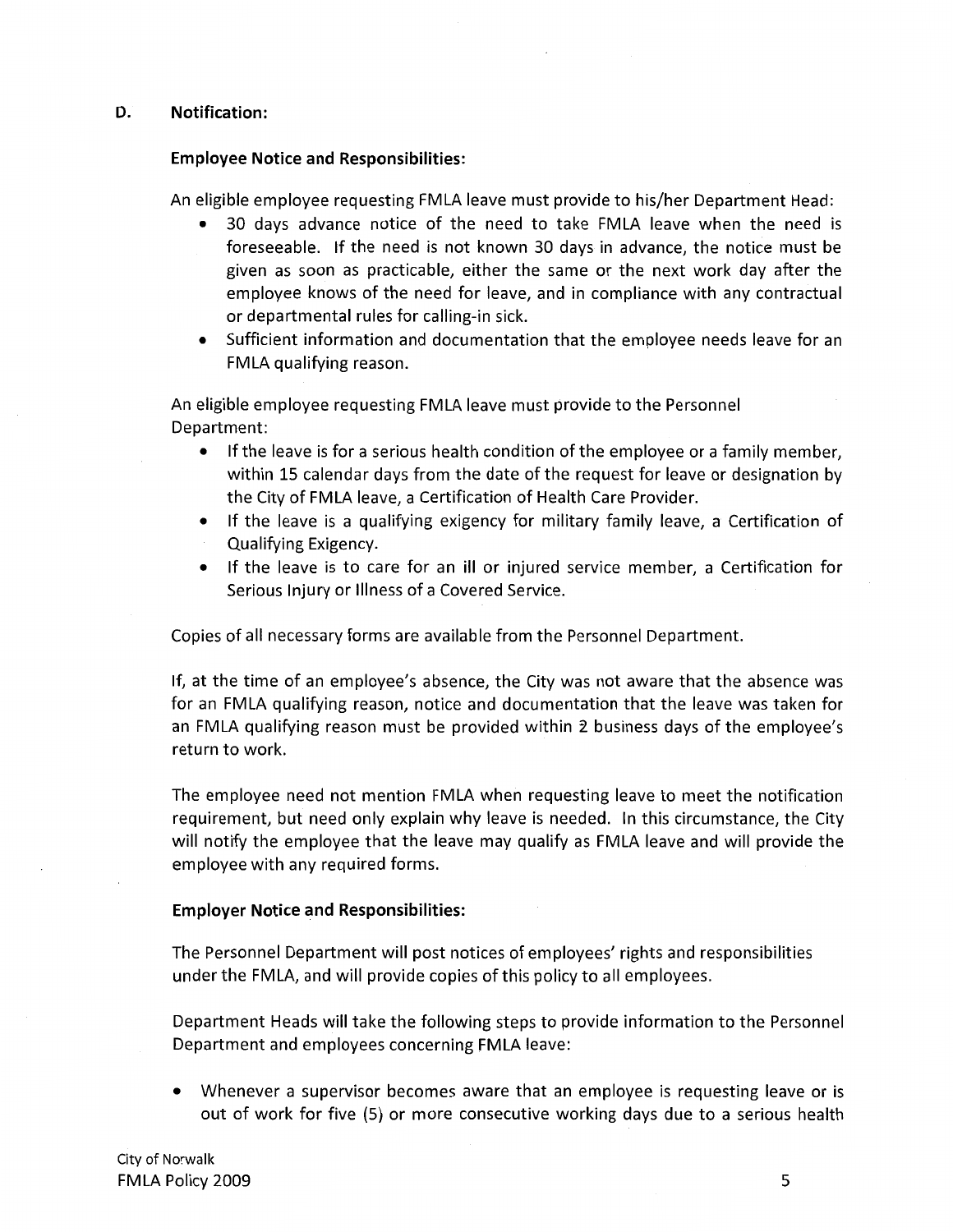## D. Notification:

### Employee Notice and Responsibilities:

An eligible employee requesting FMLA leave must provide to his/her Department Head:

- 30 days advance notice of the need to take FMLA leave when the need is foreseeable. If the need is not known 30 days in advance, the notice must be given as soon as practicable, either the same or the next work day after the employee knows of the need for leave, and in compliance with any contractual or departmental rules for calling-in sick.
- Sufficient information and documentation that the employee needs leave for an FMLA qualifying reason.

An eligible employee requesting FMLA leave must provide to the Personnel Department:

- If the leave is for a serious health condition of the employee or a family member, within 15 calendar days from the date of the request for leave or designation by the City of FMLA leave, a Certification of Health Care Provider.
- If the leave is a qualifying exigency for military family leave, a Certification of Qualifying Exigency.
- If the leave is to care for an ill or injured service member, a Certification for Serious Injury or Illness of a Covered Service.

Copies of all necessary forms are available from the Personnel Department.

If, at the time of an employee's absence, the City was not aware that the absence was for an FMLA qualifying reason, notice and documentation that the leave was taken for an FMLA qualifying reason must be provided within 2 business days of the employee's return to work.

The employee need not mention FMLA when requesting leave to meet the notification requirement, but need only explain why leave is needed. In this circumstance, the City will notify the employee that the leave may qualify as FMLA leave and will provide the employee with any required forms.

### Employer Notice and Responsibilities:

The Personnel Department will post notices of employees' rights and responsibilities under the FMLA, and will provide copies of this policy to all employees.

Department Heads will take the following steps to provide information to the Personnel Department and employees concerning FMLA leave:

- Whenever a supervisor becomes aware that an employee is requesting leave or is out of work for five (5) or more consecutive working days due to a serious health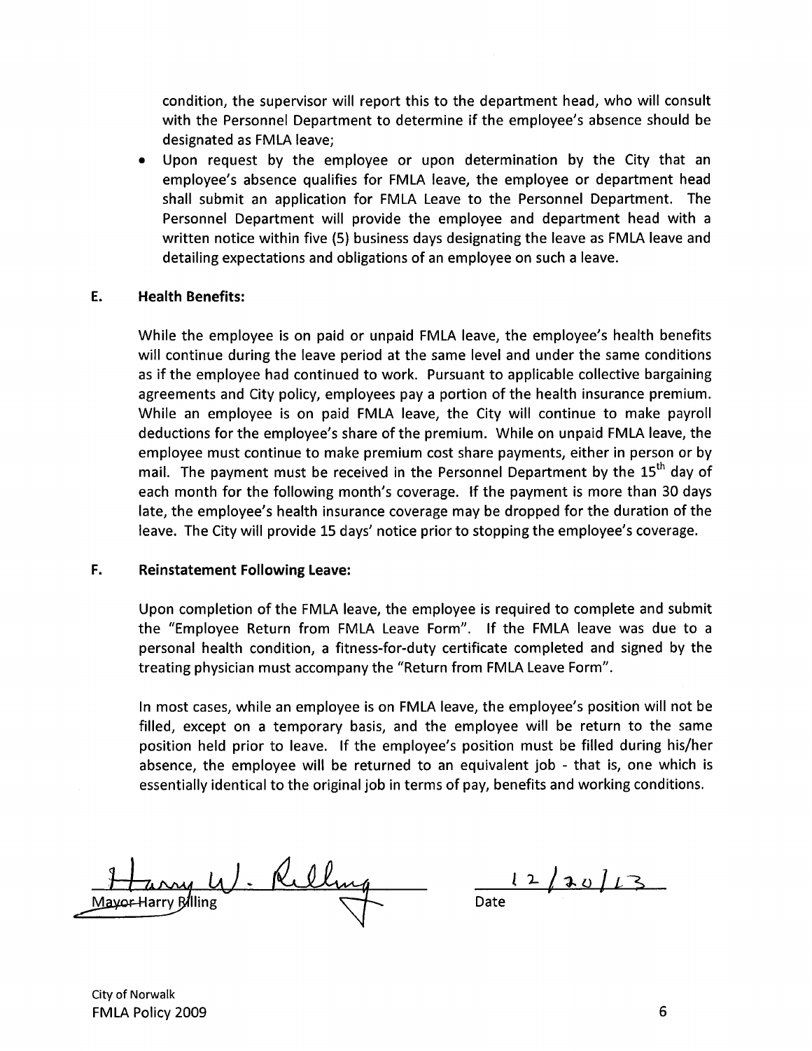condition, the supervisor will report this to the department head, who will consult with the Personnel Department to determine if the employee's absence should be designated as FMLA leave;

- Upon request by the employee or upon determination by the City that an employee's absence qualifies for FMLA leave, the employee or department head shall submit an application for FMLA Leave to the Personnel Department. The Personnel Department will provide the employee and department head with a written notice within five (5) business days designating the leave as FMLA leave and detailing expectations and obligations of an employee on such a leave.

**E. Health Benefits:**

While the employee is on paid or unpaid FMLA leave, the employee's health benefits will continue during the leave period at the same level and under the same conditions as if the employee had continued to work. Pursuant to applicable collective bargaining agreements and City policy, employees pay a portion of the health insurance premium. While an employee is on paid FMLA leave, the City will continue to make payroll deductions for the employee's share of the premium. While on unpaid FMLA leave, the employee must continue to make premium cost share payments, either in person or by mail. The payment must be received in the Personnel Department by the 15th day of each month for the following month's coverage. If the payment is more than 30 days late, the employee's health insurance coverage may be dropped for the duration of the leave. The City will provide 15 days' notice prior to stopping the employee's coverage.

**F. Reinstatement Following Leave:**

Upon completion of the FMLA leave, the employee is required to complete and submit the "Employee Return from FMLA Leave Form". If the FMLA leave was due to a personal health condition, a fitness-for-duty certificate completed and signed by the treating physician must accompany the "Return from FMLA Leave Form".

In most cases, while an employee is on FMLA leave, the employee's position will not be filled, except on a temporary basis, and the employee will be return to the same position held prior to leave. If the employee's position must be filled during his/her absence, the employee will be returned to an equivalent job - that is, one which is essentially identical to the original job in terms of pay, benefits and working conditions.

Harry W. Rilling
Mayor Harry Rilling

12/20/13
Date

City of Norwalk
FMLA Policy 2009